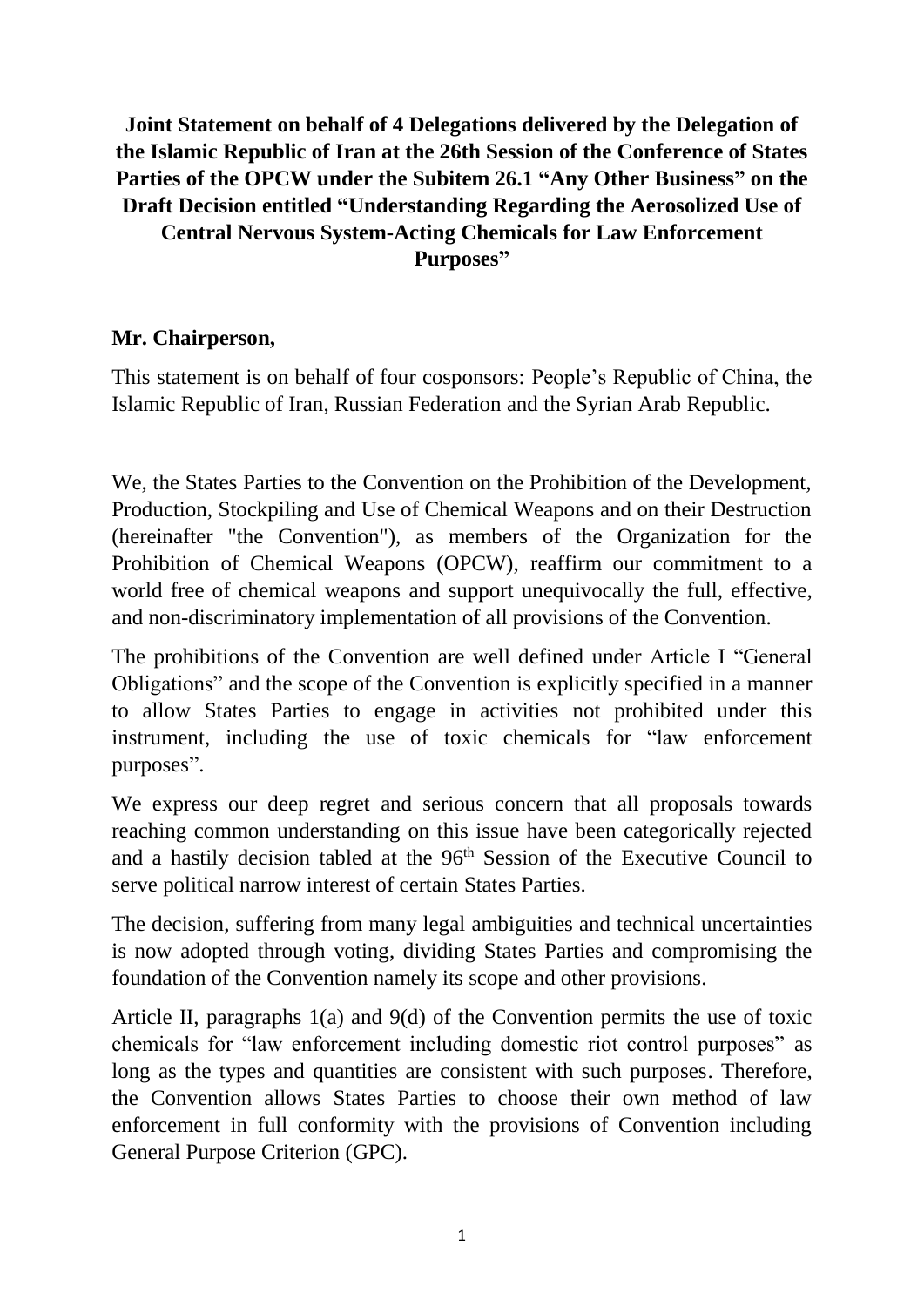**Joint Statement on behalf of 4 Delegations delivered by the Delegation of the Islamic Republic of Iran at the 26th Session of the Conference of States Parties of the OPCW under the Subitem 26.1 "Any Other Business" on the Draft Decision entitled "Understanding Regarding the Aerosolized Use of Central Nervous System-Acting Chemicals for Law Enforcement Purposes"**

**Mr. Chairperson,**

This statement is on behalf of four cosponsors: People's Republic of China, the Islamic Republic of Iran, Russian Federation and the Syrian Arab Republic.

We, the States Parties to the Convention on the Prohibition of the Development, Production, Stockpiling and Use of Chemical Weapons and on their Destruction (hereinafter "the Convention"), as members of the Organization for the Prohibition of Chemical Weapons (OPCW), reaffirm our commitment to a world free of chemical weapons and support unequivocally the full, effective, and non-discriminatory implementation of all provisions of the Convention.

The prohibitions of the Convention are well defined under Article I "General Obligations" and the scope of the Convention is explicitly specified in a manner to allow States Parties to engage in activities not prohibited under this instrument, including the use of toxic chemicals for "law enforcement purposes".

We express our deep regret and serious concern that all proposals towards reaching common understanding on this issue have been categorically rejected and a hastily decision tabled at the 96th Session of the Executive Council to serve political narrow interest of certain States Parties.

The decision, suffering from many legal ambiguities and technical uncertainties is now adopted through voting, dividing States Parties and compromising the foundation of the Convention namely its scope and other provisions.

Article II, paragraphs 1(a) and 9(d) of the Convention permits the use of toxic chemicals for "law enforcement including domestic riot control purposes" as long as the types and quantities are consistent with such purposes. Therefore, the Convention allows States Parties to choose their own method of law enforcement in full conformity with the provisions of Convention including General Purpose Criterion (GPC).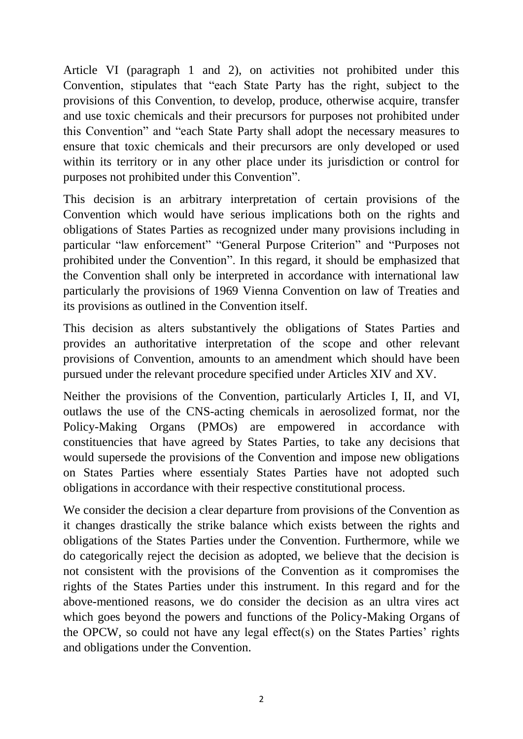Article VI (paragraph 1 and 2), on activities not prohibited under this Convention, stipulates that "each State Party has the right, subject to the provisions of this Convention, to develop, produce, otherwise acquire, transfer and use toxic chemicals and their precursors for purposes not prohibited under this Convention" and "each State Party shall adopt the necessary measures to ensure that toxic chemicals and their precursors are only developed or used within its territory or in any other place under its jurisdiction or control for purposes not prohibited under this Convention".

This decision is an arbitrary interpretation of certain provisions of the Convention which would have serious implications both on the rights and obligations of States Parties as recognized under many provisions including in particular "law enforcement" "General Purpose Criterion" and "Purposes not prohibited under the Convention". In this regard, it should be emphasized that the Convention shall only be interpreted in accordance with international law particularly the provisions of 1969 Vienna Convention on law of Treaties and its provisions as outlined in the Convention itself.

This decision as alters substantively the obligations of States Parties and provides an authoritative interpretation of the scope and other relevant provisions of Convention, amounts to an amendment which should have been pursued under the relevant procedure specified under Articles XIV and XV.

Neither the provisions of the Convention, particularly Articles I, II, and VI, outlaws the use of the CNS-acting chemicals in aerosolized format, nor the Policy-Making Organs (PMOs) are empowered in accordance with constituencies that have agreed by States Parties, to take any decisions that would supersede the provisions of the Convention and impose new obligations on States Parties where essentialy States Parties have not adopted such obligations in accordance with their respective constitutional process.

We consider the decision a clear departure from provisions of the Convention as it changes drastically the strike balance which exists between the rights and obligations of the States Parties under the Convention. Furthermore, while we do categorically reject the decision as adopted, we believe that the decision is not consistent with the provisions of the Convention as it compromises the rights of the States Parties under this instrument. In this regard and for the above-mentioned reasons, we do consider the decision as an ultra vires act which goes beyond the powers and functions of the Policy-Making Organs of the OPCW, so could not have any legal effect(s) on the States Parties' rights and obligations under the Convention.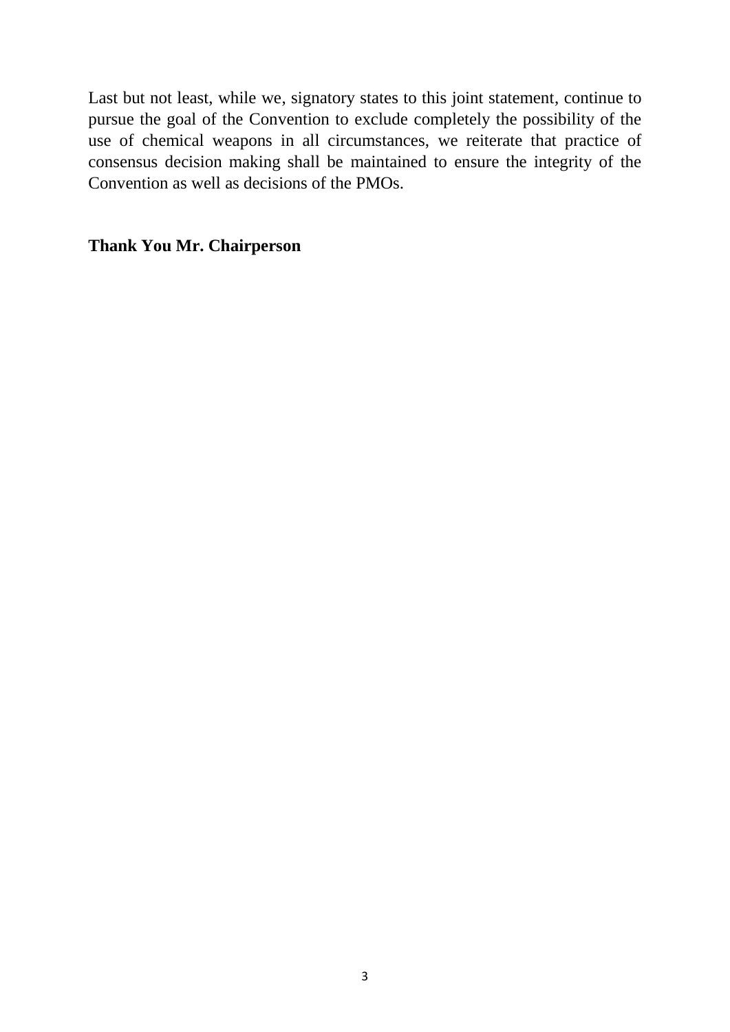Last but not least, while we, signatory states to this joint statement, continue to pursue the goal of the Convention to exclude completely the possibility of the use of chemical weapons in all circumstances, we reiterate that practice of consensus decision making shall be maintained to ensure the integrity of the Convention as well as decisions of the PMOs.

**Thank You Mr. Chairperson**